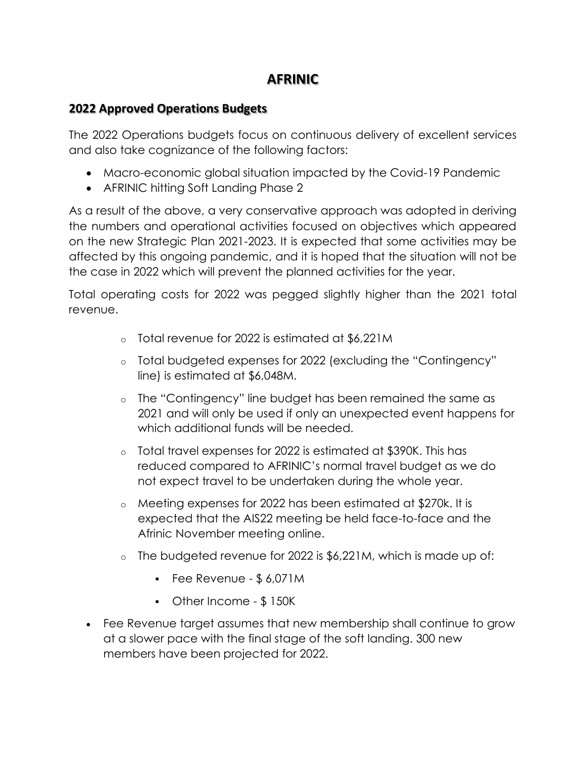# AFRINIC

## 2022 Approved Operations Budgets

The 2022 Operations budgets focus on continuous delivery of excellent services and also take cognizance of the following factors:

- Macro-economic global situation impacted by the Covid-19 Pandemic
- AFRINIC hitting Soft Landing Phase 2

As a result of the above, a very conservative approach was adopted in deriving the numbers and operational activities focused on objectives which appeared on the new Strategic Plan 2021-2023. It is expected that some activities may be affected by this ongoing pandemic, and it is hoped that the situation will not be the case in 2022 which will prevent the planned activities for the year.

Total operating costs for 2022 was pegged slightly higher than the 2021 total revenue.

- Total revenue for 2022 is estimated at $6,221M
- Total budgeted expenses for 2022 (excluding the "Contingency" line) is estimated at $6,048M.
- The "Contingency" line budget has been remained the same as 2021 and will only be used if only an unexpected event happens for which additional funds will be needed.
- Total travel expenses for 2022 is estimated at $390K. This has reduced compared to AFRINIC's normal travel budget as we do not expect travel to be undertaken during the whole year.
- Meeting expenses for 2022 has been estimated at $270k. It is expected that the AIS22 meeting be held face-to-face and the Afrinic November meeting online.
- The budgeted revenue for 2022 is $6,221M, which is made up of:
  - Fee Revenue - $ 6,071M
  - Other Income - $ 150K

- Fee Revenue target assumes that new membership shall continue to grow at a slower pace with the final stage of the soft landing. 300 new members have been projected for 2022.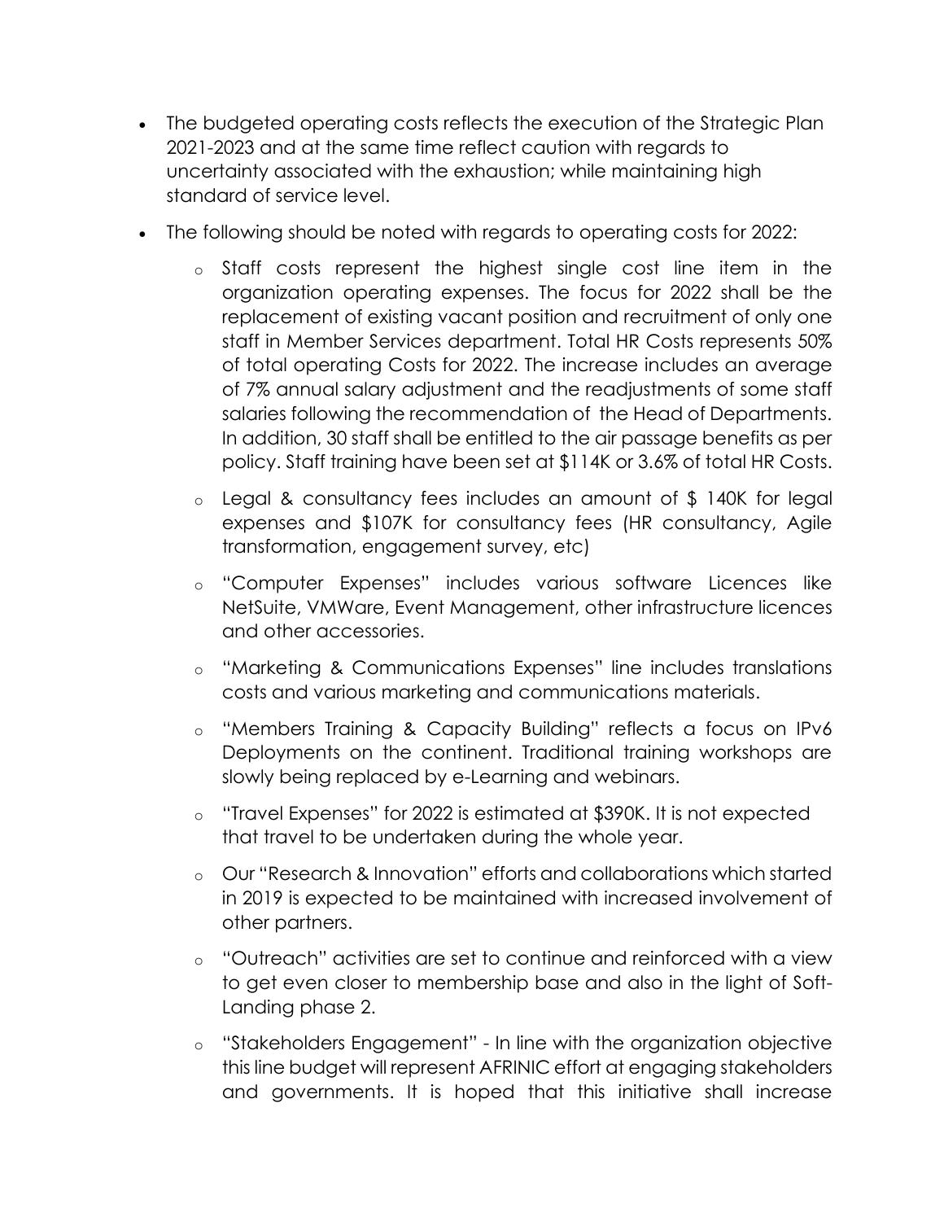- The budgeted operating costs reflects the execution of the Strategic Plan 2021-2023 and at the same time reflect caution with regards to uncertainty associated with the exhaustion; while maintaining high standard of service level.
- The following should be noted with regards to operating costs for 2022:
  - Staff costs represent the highest single cost line item in the organization operating expenses. The focus for 2022 shall be the replacement of existing vacant position and recruitment of only one staff in Member Services department. Total HR Costs represents 50% of total operating Costs for 2022. The increase includes an average of 7% annual salary adjustment and the readjustments of some staff salaries following the recommendation of the Head of Departments. In addition, 30 staff shall be entitled to the air passage benefits as per policy. Staff training have been set at $114K or 3.6% of total HR Costs.
  - Legal & consultancy fees includes an amount of $ 140K for legal expenses and $107K for consultancy fees (HR consultancy, Agile transformation, engagement survey, etc)
  - "Computer Expenses" includes various software Licences like NetSuite, VMWare, Event Management, other infrastructure licences and other accessories.
  - "Marketing & Communications Expenses" line includes translations costs and various marketing and communications materials.
  - "Members Training & Capacity Building" reflects a focus on IPv6 Deployments on the continent. Traditional training workshops are slowly being replaced by e-Learning and webinars.
  - "Travel Expenses" for 2022 is estimated at $390K. It is not expected that travel to be undertaken during the whole year.
  - Our "Research & Innovation" efforts and collaborations which started in 2019 is expected to be maintained with increased involvement of other partners.
  - "Outreach" activities are set to continue and reinforced with a view to get even closer to membership base and also in the light of Soft-Landing phase 2.
  - "Stakeholders Engagement" - In line with the organization objective this line budget will represent AFRINIC effort at engaging stakeholders and governments. It is hoped that this initiative shall increase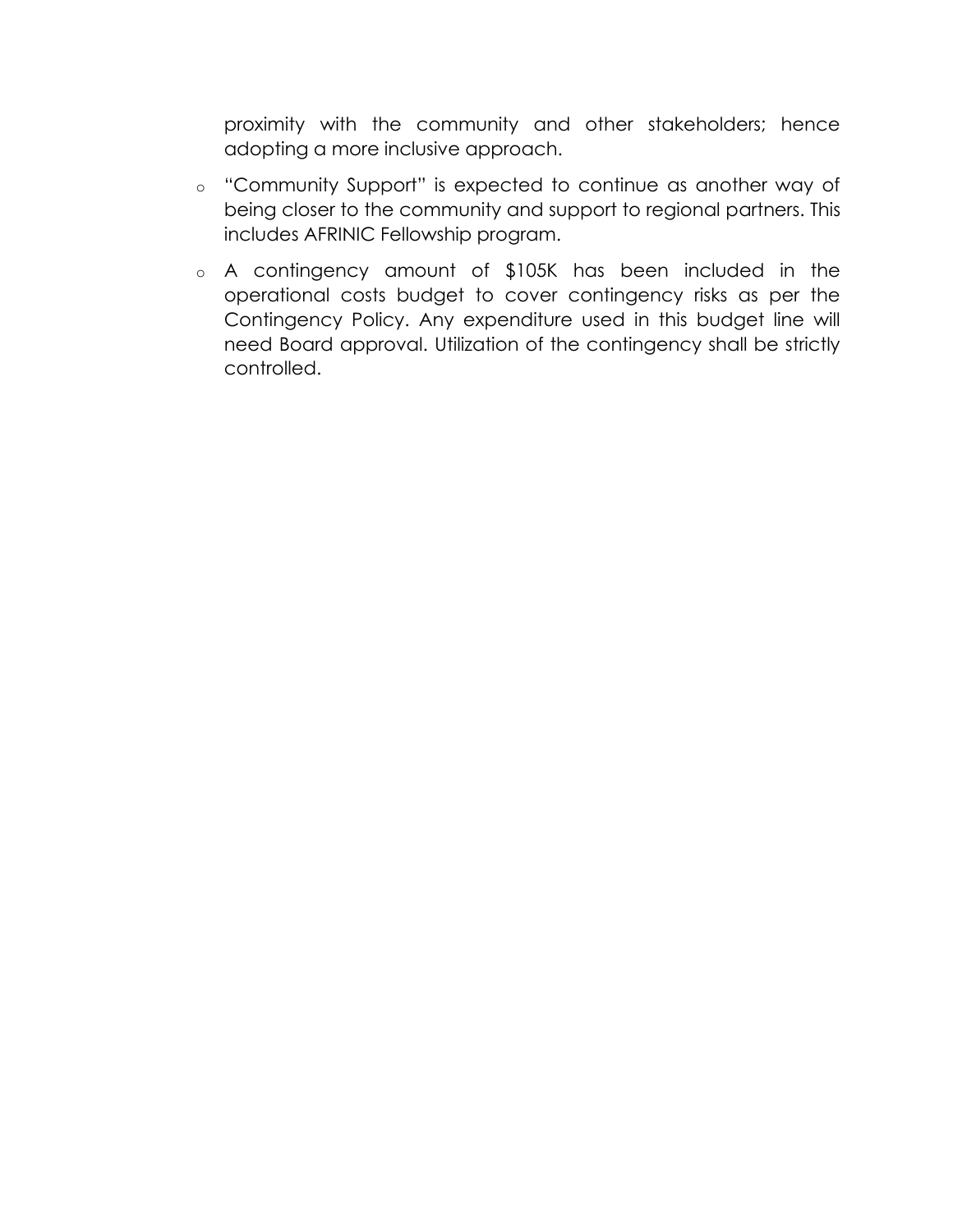proximity with the community and other stakeholders; hence adopting a more inclusive approach.

- "Community Support" is expected to continue as another way of being closer to the community and support to regional partners. This includes AFRINIC Fellowship program.
- A contingency amount of $105K has been included in the operational costs budget to cover contingency risks as per the Contingency Policy. Any expenditure used in this budget line will need Board approval. Utilization of the contingency shall be strictly controlled.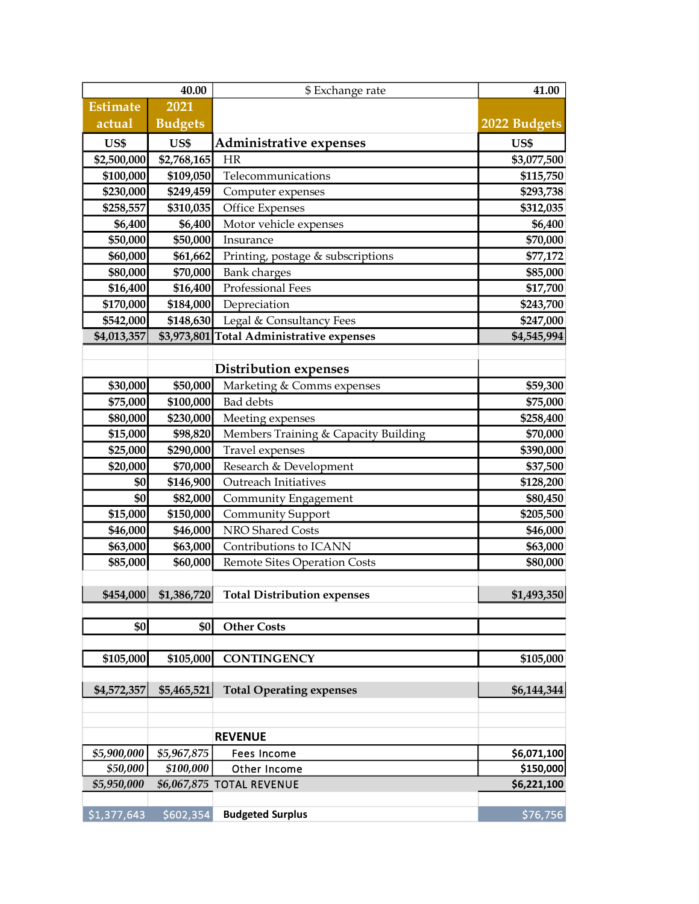| | 40.00 | $ Exchange rate | 41.00 |
|---|---|---|---|
| Estimate actual | 2021 Budgets | | 2022 Budgets |
| US$ | US$ | **Administrative expenses** | US$ |
| $2,500,000 | $2,768,165 | HR | $3,077,500 |
| $100,000 | $109,050 | Telecommunications | $115,750 |
| $230,000 | $249,459 | Computer expenses | $293,738 |
| $258,557 | $310,035 | Office Expenses | $312,035 |
| $6,400 | $6,400 | Motor vehicle expenses | $6,400 |
| $50,000 | $50,000 | Insurance | $70,000 |
| $60,000 | $61,662 | Printing, postage & subscriptions | $77,172 |
| $80,000 | $70,000 | Bank charges | $85,000 |
| $16,400 | $16,400 | Professional Fees | $17,700 |
| $170,000 | $184,000 | Depreciation | $243,700 |
| $542,000 | $148,630 | Legal & Consultancy Fees | $247,000 |
| $4,013,357 | $3,973,801 | **Total Administrative expenses** | $4,545,994 |
| | | | |
| | | **Distribution expenses** | |
| $30,000 | $50,000 | Marketing & Comms expenses | $59,300 |
| $75,000 | $100,000 | Bad debts | $75,000 |
| $80,000 | $230,000 | Meeting expenses | $258,400 |
| $15,000 | $98,820 | Members Training & Capacity Building | $70,000 |
| $25,000 | $290,000 | Travel expenses | $390,000 |
| $20,000 | $70,000 | Research & Development | $37,500 |
| $0 | $146,900 | Outreach Initiatives | $128,200 |
| $0 | $82,000 | Community Engagement | $80,450 |
| $15,000 | $150,000 | Community Support | $205,500 |
| $46,000 | $46,000 | NRO Shared Costs | $46,000 |
| $63,000 | $63,000 | Contributions to ICANN | $63,000 |
| $85,000 | $60,000 | Remote Sites Operation Costs | $80,000 |
| | | | |
| $454,000 | $1,386,720 | **Total Distribution expenses** | $1,493,350 |
| | | | |
| $0 | $0 | **Other Costs** | |
| | | | |
| $105,000 | $105,000 | **CONTINGENCY** | $105,000 |
| | | | |
| $4,572,357 | $5,465,521 | **Total Operating expenses** | $6,144,344 |
| | | | |
| | | **REVENUE** | |
| *$5,900,000* | *$5,967,875* | Fees Income | $6,071,100 |
| *$50,000* | *$100,000* | Other Income | $150,000 |
| *$5,950,000* | *$6,067,875* | TOTAL REVENUE | $6,221,100 |
| | | | |
| $1,377,643 | $602,354 | **Budgeted Surplus** | $76,756 |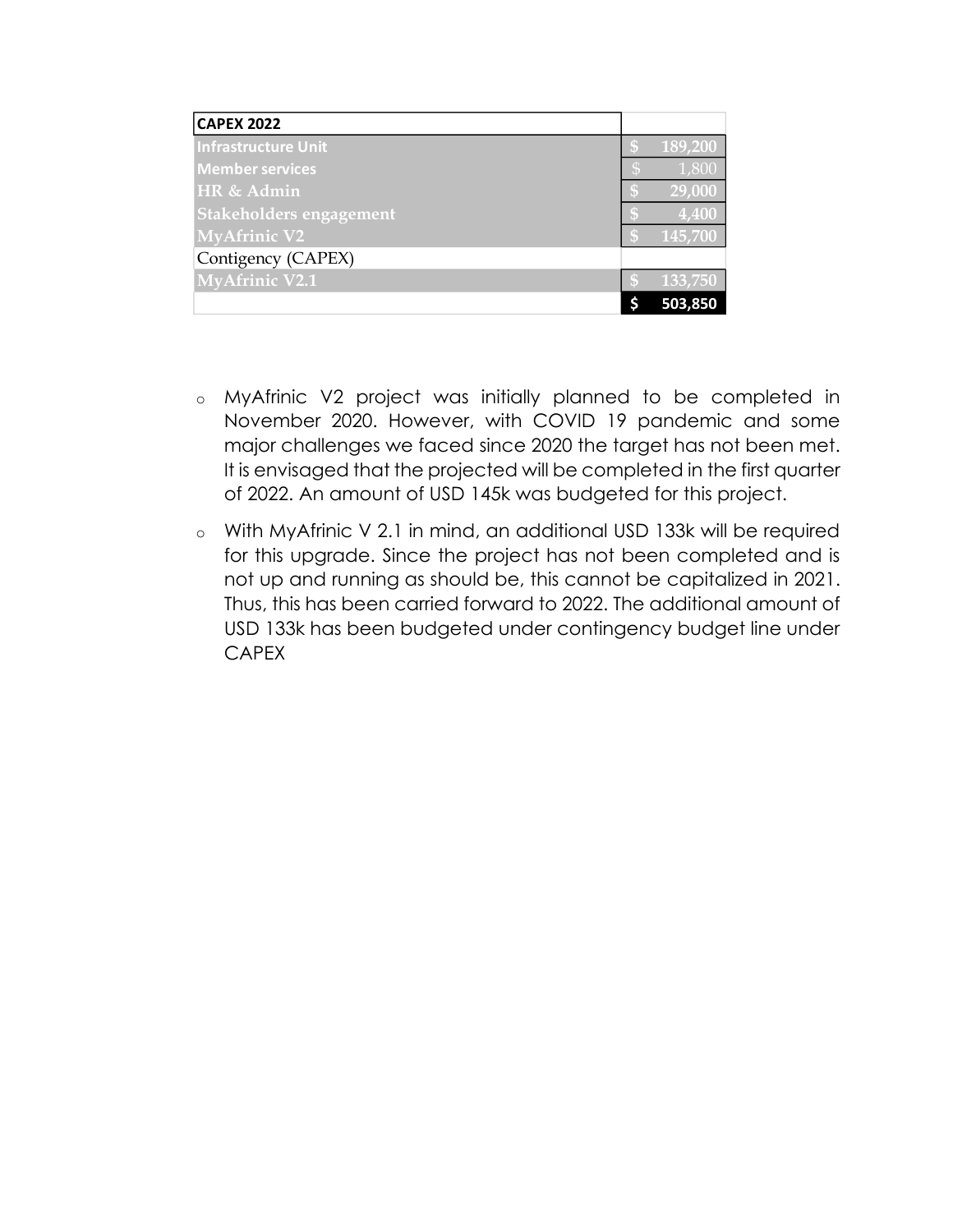| CAPEX 2022 | |
|---|---|
| Infrastructure Unit | $ 189,200 |
| Member services | $ 1,800 |
| HR & Admin | $ 29,000 |
| Stakeholders engagement | $ 4,400 |
| MyAfrinic V2 | $ 145,700 |
| Contigency (CAPEX) | |
| MyAfrinic V2.1 | $ 133,750 |
| | **$ 503,850** |

- MyAfrinic V2 project was initially planned to be completed in November 2020. However, with COVID 19 pandemic and some major challenges we faced since 2020 the target has not been met. It is envisaged that the projected will be completed in the first quarter of 2022. An amount of USD 145k was budgeted for this project.
- With MyAfrinic V 2.1 in mind, an additional USD 133k will be required for this upgrade. Since the project has not been completed and is not up and running as should be, this cannot be capitalized in 2021. Thus, this has been carried forward to 2022. The additional amount of USD 133k has been budgeted under contingency budget line under CAPEX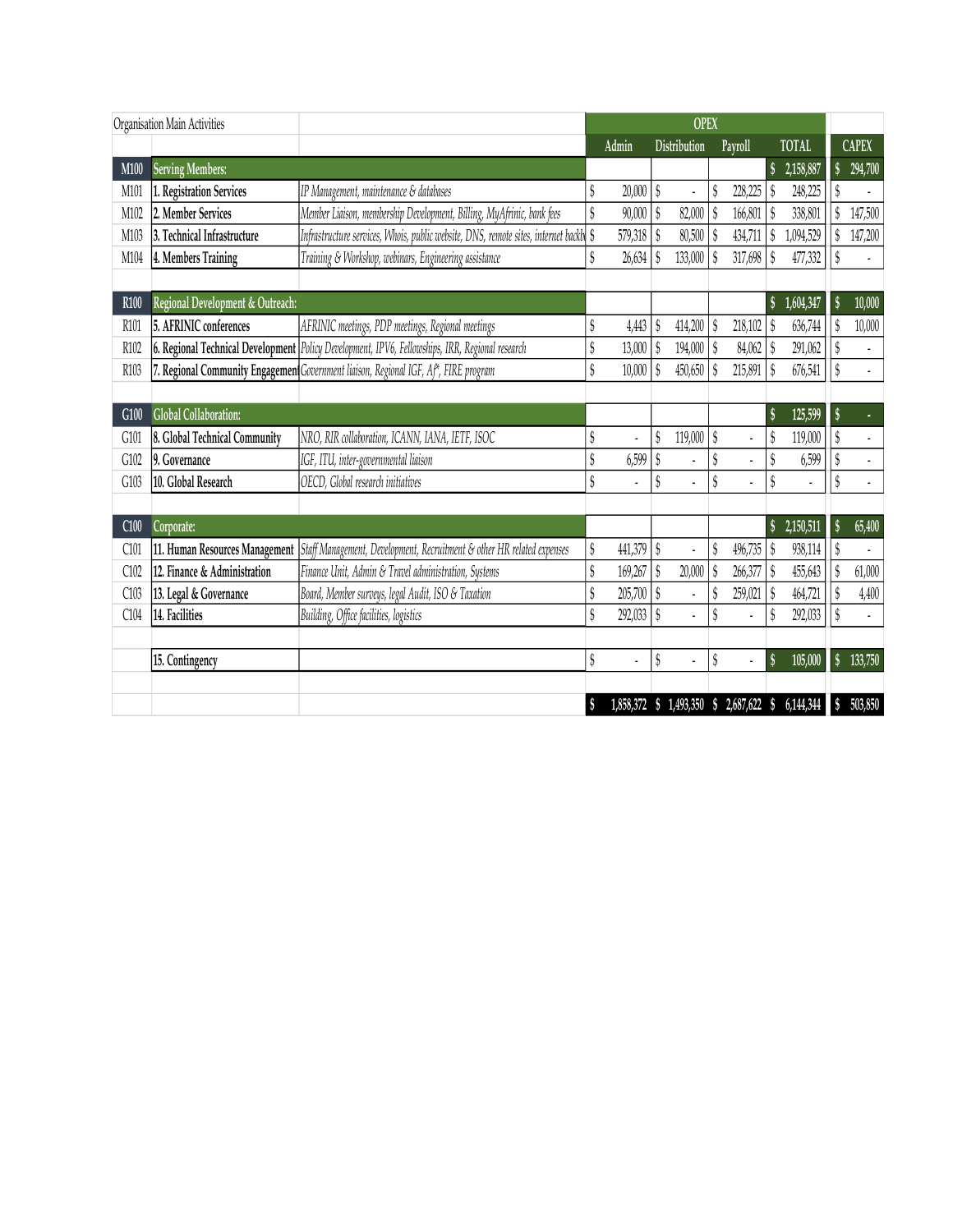| Organisation Main Activities | | | OPEX | | | | CAPEX |
|---|---|---|---|---|---|---|---|
| | | | Admin | Distribution | Payroll | TOTAL | CAPEX |
| M100 | Serving Members: | | | | | $ 2,158,887 | $ 294,700 |
| M101 | 1. Registration Services | *IP Management, maintenance & databases* | $ 20,000 | $ - | $ 228,225 | $ 248,225 | $ - |
| M102 | 2. Member Services | *Member Liaison, membership Development, Billing, MyAfrinic, bank fees* | $ 90,000 | $ 82,000 | $ 166,801 | $ 338,801 | $ 147,500 |
| M103 | 3. Technical Infrastructure | *Infrastructure services, Whois, public website, DNS, remote sites, internet backb* | $ 579,318 | $ 80,500 | $ 434,711 | $ 1,094,529 | $ 147,200 |
| M104 | 4. Members Training | *Training & Workshop, webinars, Engineering assistance* | $ 26,634 | $ 133,000 | $ 317,698 | $ 477,332 | $ - |
| | | | | | | | |
| R100 | Regional Development & Outreach: | | | | | $ 1,604,347 | $ 10,000 |
| R101 | 5. AFRINIC conferences | *AFRINIC meetings, PDP meetings, Regional meetings* | $ 4,443 | $ 414,200 | $ 218,102 | $ 636,744 | $ 10,000 |
| R102 | 6. Regional Technical Development | *Policy Development, IPV6, Fellowships, IRR, Regional research* | $ 13,000 | $ 194,000 | $ 84,062 | $ 291,062 | $ - |
| R103 | 7. Regional Community Engagement | *Government liaison, Regional IGF, Af\*, FIRE program* | $ 10,000 | $ 450,650 | $ 215,891 | $ 676,541 | $ - |
| | | | | | | | |
| G100 | Global Collaboration: | | | | | $ 125,599 | $ - |
| G101 | 8. Global Technical Community | *NRO, RIR collaboration, ICANN, IANA, IETF, ISOC* | $ - | $ 119,000 | $ - | $ 119,000 | $ - |
| G102 | 9. Governance | *IGF, ITU, inter-governmental liaison* | $ 6,599 | $ - | $ - | $ 6,599 | $ - |
| G103 | 10. Global Research | *OECD, Global research initiatives* | $ - | $ - | $ - | $ - | $ - |
| | | | | | | | |
| C100 | Corporate: | | | | | $ 2,150,511 | $ 65,400 |
| C101 | 11. Human Resources Management | *Staff Management, Development, Recruitment & other HR related expenses* | $ 441,379 | $ - | $ 496,735 | $ 938,114 | $ - |
| C102 | 12. Finance & Administration | *Finance Unit, Admin & Travel administration, Systems* | $ 169,267 | $ 20,000 | $ 266,377 | $ 455,643 | $ 61,000 |
| C103 | 13. Legal & Governance | *Board, Member surveys, legal Audit, ISO & Taxation* | $ 205,700 | $ - | $ 259,021 | $ 464,721 | $ 4,400 |
| C104 | 14. Facilities | *Building, Office facilities, logistics* | $ 292,033 | $ - | $ - | $ 292,033 | $ - |
| | | | | | | | |
| | 15. Contingency | | $ - | $ - | $ - | $ 105,000 | $ 133,750 |
| | | | | | | | |
| | | | $ 1,858,372 | $ 1,493,350 | $ 2,687,622 | $ 6,144,344 | $ 503,850 |